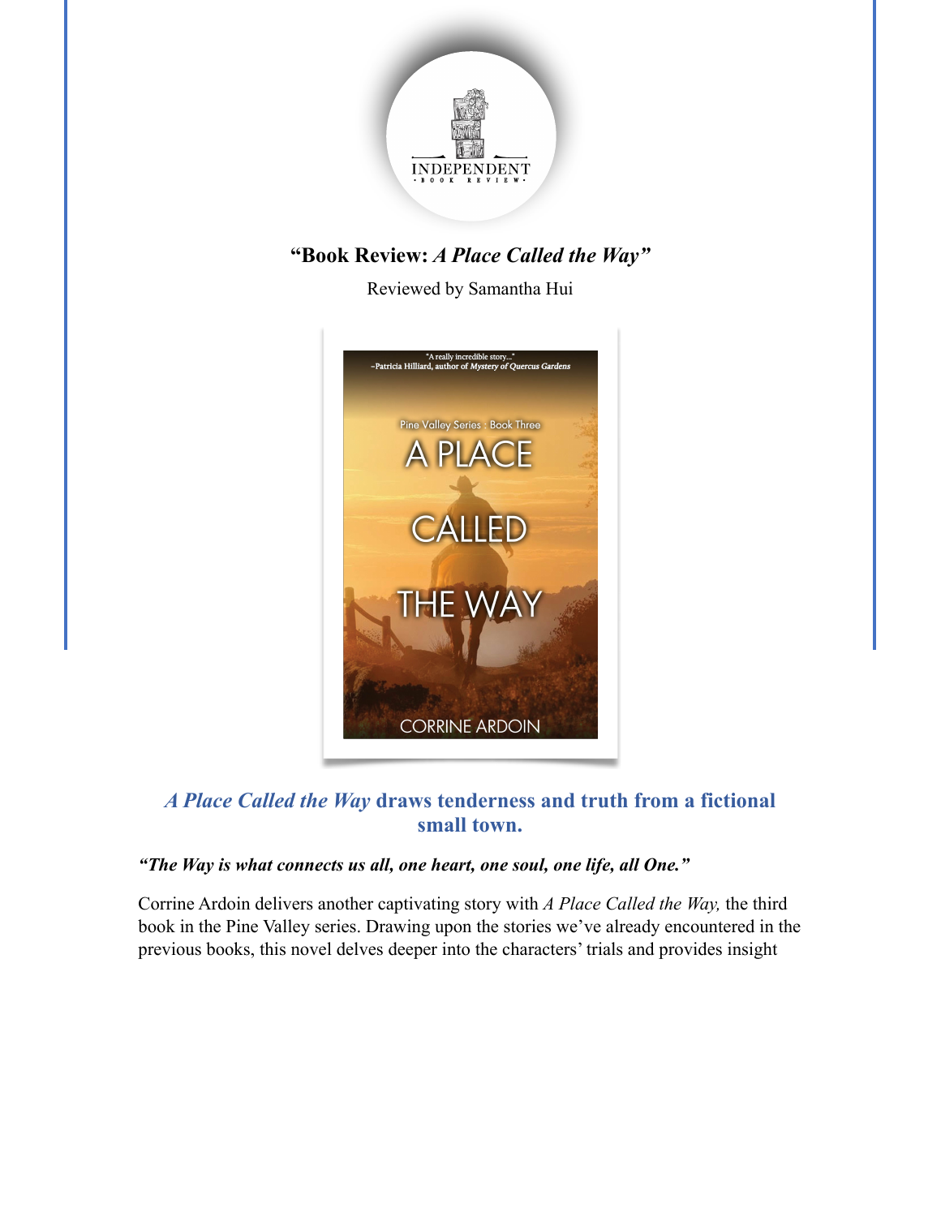# "Book Review: *A Place Called the Way*"

Reviewed by Samantha Hui

## *A Place Called the Way* draws tenderness and truth from a fictional small town.

***"The Way is what connects us all, one heart, one soul, one life, all One."***

Corrine Ardoin delivers another captivating story with *A Place Called the Way,* the third book in the Pine Valley series. Drawing upon the stories we've already encountered in the previous books, this novel delves deeper into the characters' trials and provides insight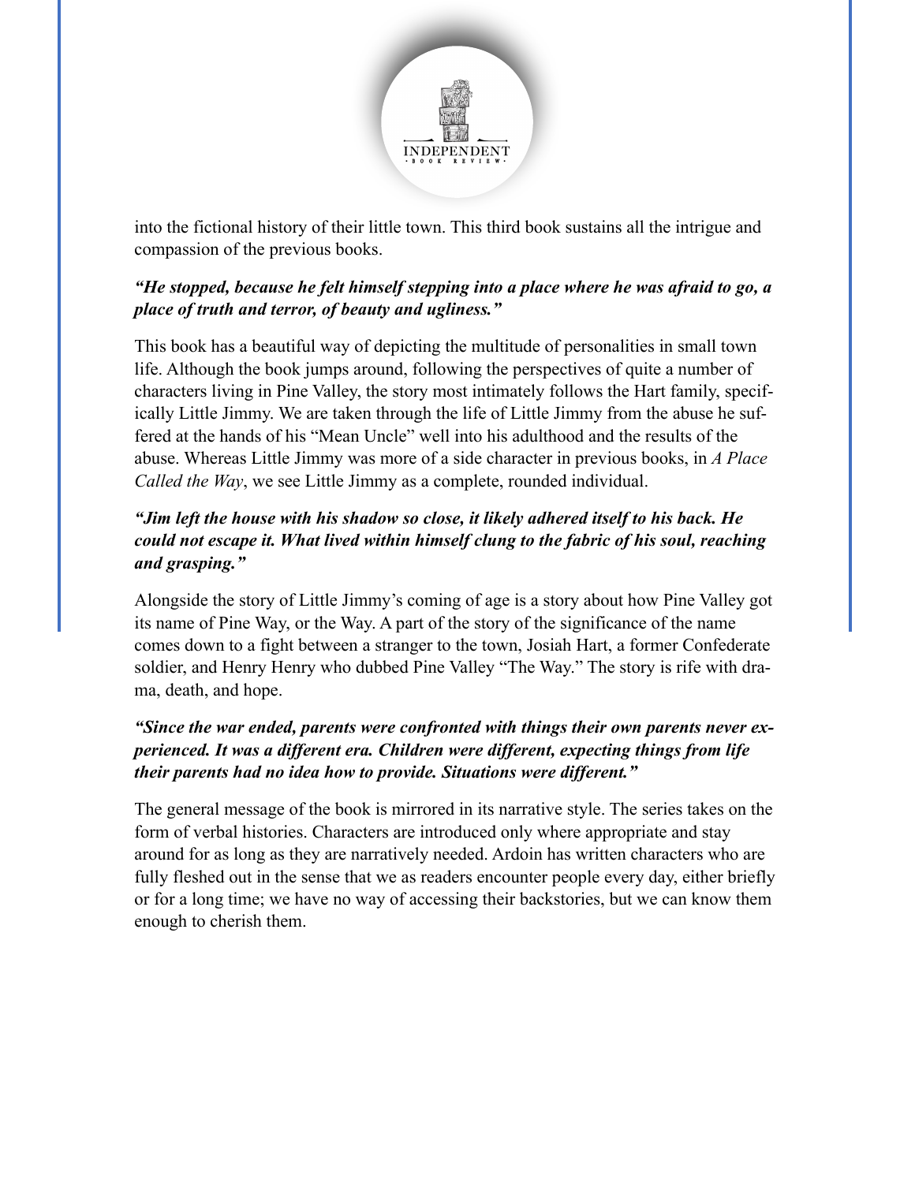into the fictional history of their little town. This third book sustains all the intrigue and compassion of the previous books.

***"He stopped, because he felt himself stepping into a place where he was afraid to go, a place of truth and terror, of beauty and ugliness."***

This book has a beautiful way of depicting the multitude of personalities in small town life. Although the book jumps around, following the perspectives of quite a number of characters living in Pine Valley, the story most intimately follows the Hart family, specifically Little Jimmy. We are taken through the life of Little Jimmy from the abuse he suffered at the hands of his "Mean Uncle" well into his adulthood and the results of the abuse. Whereas Little Jimmy was more of a side character in previous books, in *A Place Called the Way*, we see Little Jimmy as a complete, rounded individual.

***"Jim left the house with his shadow so close, it likely adhered itself to his back. He could not escape it. What lived within himself clung to the fabric of his soul, reaching and grasping."***

Alongside the story of Little Jimmy's coming of age is a story about how Pine Valley got its name of Pine Way, or the Way. A part of the story of the significance of the name comes down to a fight between a stranger to the town, Josiah Hart, a former Confederate soldier, and Henry Henry who dubbed Pine Valley "The Way." The story is rife with drama, death, and hope.

***"Since the war ended, parents were confronted with things their own parents never experienced. It was a different era. Children were different, expecting things from life their parents had no idea how to provide. Situations were different."***

The general message of the book is mirrored in its narrative style. The series takes on the form of verbal histories. Characters are introduced only where appropriate and stay around for as long as they are narratively needed. Ardoin has written characters who are fully fleshed out in the sense that we as readers encounter people every day, either briefly or for a long time; we have no way of accessing their backstories, but we can know them enough to cherish them.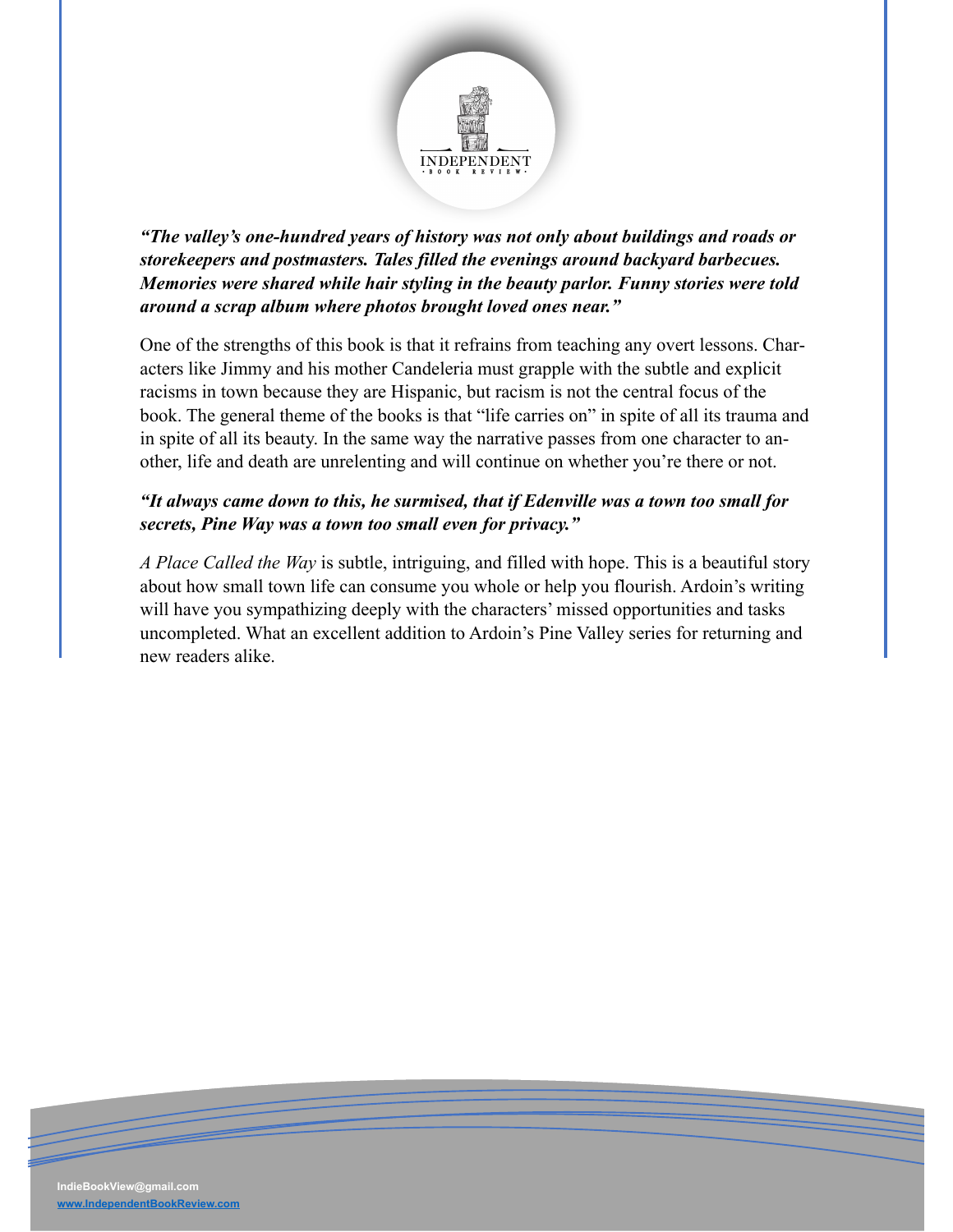***"The valley's one-hundred years of history was not only about buildings and roads or storekeepers and postmasters. Tales filled the evenings around backyard barbecues. Memories were shared while hair styling in the beauty parlor. Funny stories were told around a scrap album where photos brought loved ones near."***

One of the strengths of this book is that it refrains from teaching any overt lessons. Characters like Jimmy and his mother Candeleria must grapple with the subtle and explicit racisms in town because they are Hispanic, but racism is not the central focus of the book. The general theme of the books is that "life carries on" in spite of all its trauma and in spite of all its beauty. In the same way the narrative passes from one character to another, life and death are unrelenting and will continue on whether you're there or not.

***"It always came down to this, he surmised, that if Edenville was a town too small for secrets, Pine Way was a town too small even for privacy."***

*A Place Called the Way* is subtle, intriguing, and filled with hope. This is a beautiful story about how small town life can consume you whole or help you flourish. Ardoin's writing will have you sympathizing deeply with the characters' missed opportunities and tasks uncompleted. What an excellent addition to Ardoin's Pine Valley series for returning and new readers alike.